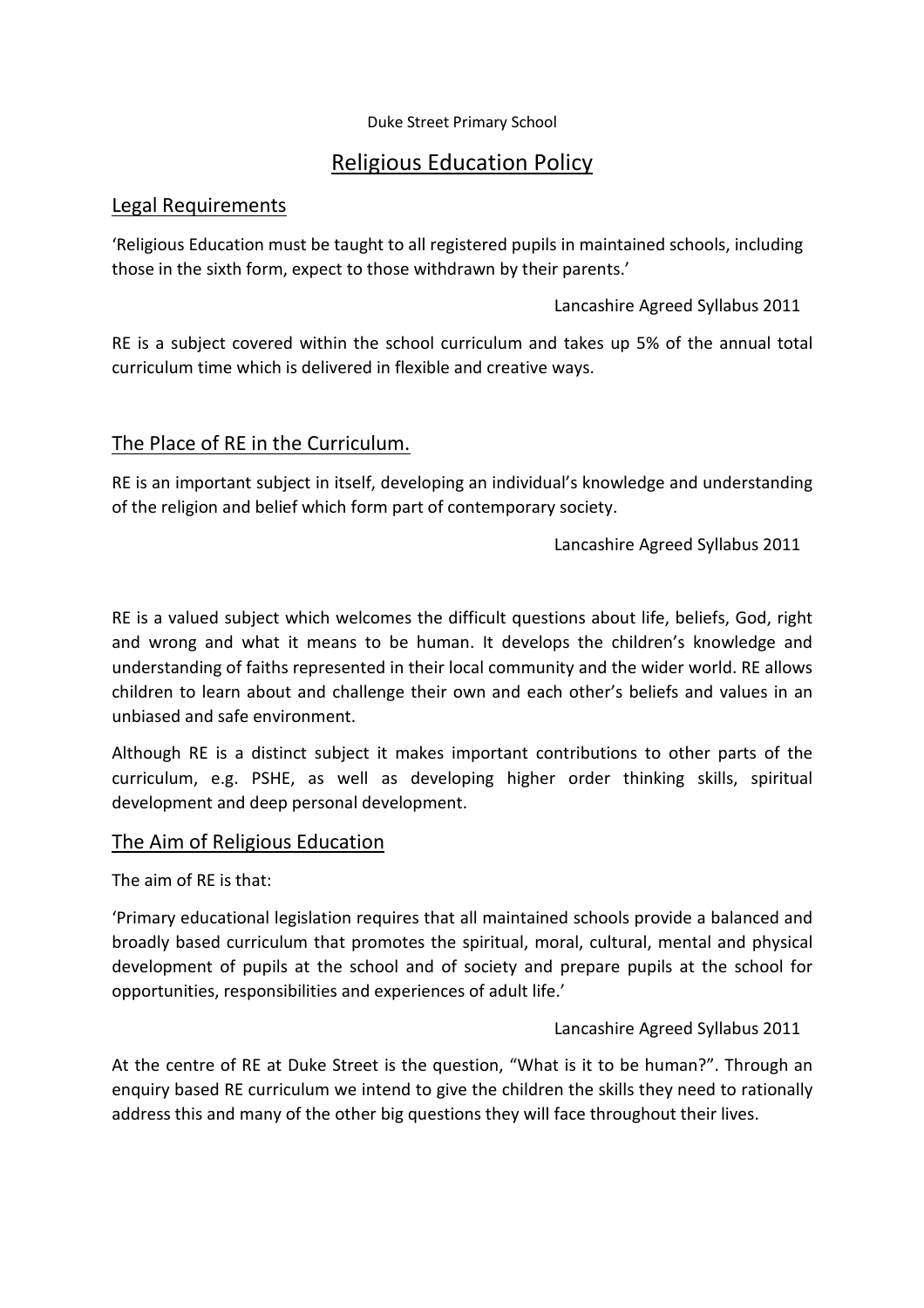Duke Street Primary School

# Religious Education Policy

## Legal Requirements

'Religious Education must be taught to all registered pupils in maintained schools, including those in the sixth form, expect to those withdrawn by their parents.'

Lancashire Agreed Syllabus 2011

RE is a subject covered within the school curriculum and takes up 5% of the annual total curriculum time which is delivered in flexible and creative ways.

## The Place of RE in the Curriculum.

RE is an important subject in itself, developing an individual's knowledge and understanding of the religion and belief which form part of contemporary society.

Lancashire Agreed Syllabus 2011

RE is a valued subject which welcomes the difficult questions about life, beliefs, God, right and wrong and what it means to be human. It develops the children's knowledge and understanding of faiths represented in their local community and the wider world. RE allows children to learn about and challenge their own and each other's beliefs and values in an unbiased and safe environment.

Although RE is a distinct subject it makes important contributions to other parts of the curriculum, e.g. PSHE, as well as developing higher order thinking skills, spiritual development and deep personal development.

## The Aim of Religious Education

The aim of RE is that:

'Primary educational legislation requires that all maintained schools provide a balanced and broadly based curriculum that promotes the spiritual, moral, cultural, mental and physical development of pupils at the school and of society and prepare pupils at the school for opportunities, responsibilities and experiences of adult life.'

Lancashire Agreed Syllabus 2011

At the centre of RE at Duke Street is the question, "What is it to be human?". Through an enquiry based RE curriculum we intend to give the children the skills they need to rationally address this and many of the other big questions they will face throughout their lives.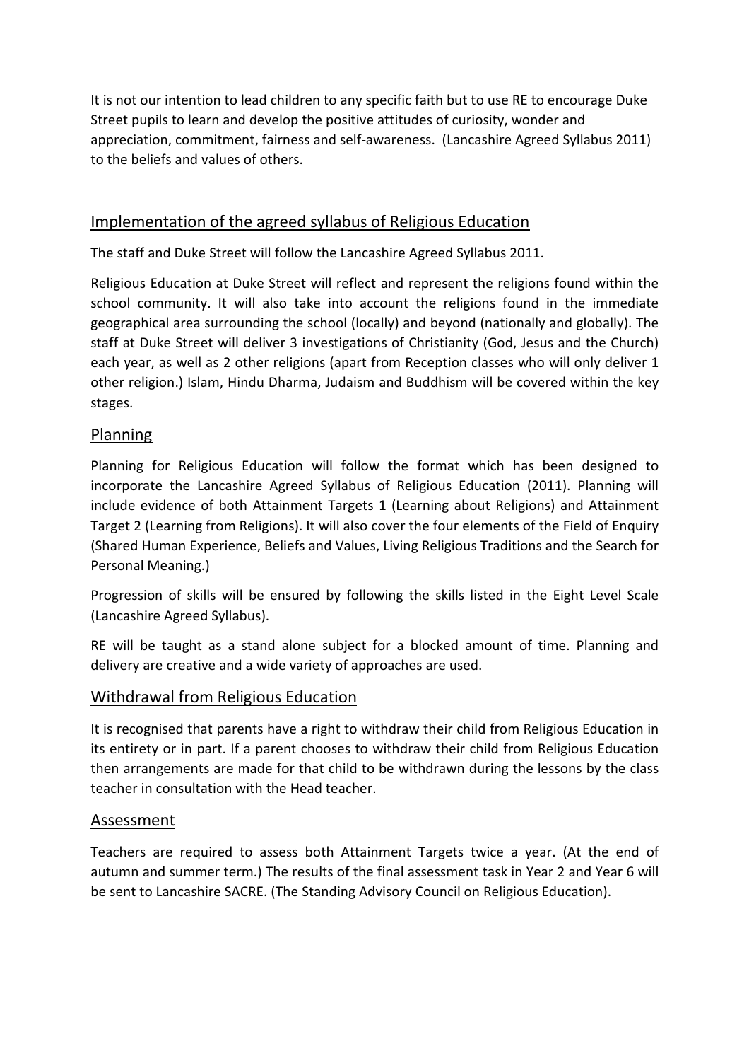It is not our intention to lead children to any specific faith but to use RE to encourage Duke Street pupils to learn and develop the positive attitudes of curiosity, wonder and appreciation, commitment, fairness and self-awareness. (Lancashire Agreed Syllabus 2011) to the beliefs and values of others.

## Implementation of the agreed syllabus of Religious Education

The staff and Duke Street will follow the Lancashire Agreed Syllabus 2011.

Religious Education at Duke Street will reflect and represent the religions found within the school community. It will also take into account the religions found in the immediate geographical area surrounding the school (locally) and beyond (nationally and globally). The staff at Duke Street will deliver 3 investigations of Christianity (God, Jesus and the Church) each year, as well as 2 other religions (apart from Reception classes who will only deliver 1 other religion.) Islam, Hindu Dharma, Judaism and Buddhism will be covered within the key stages.

## Planning

Planning for Religious Education will follow the format which has been designed to incorporate the Lancashire Agreed Syllabus of Religious Education (2011). Planning will include evidence of both Attainment Targets 1 (Learning about Religions) and Attainment Target 2 (Learning from Religions). It will also cover the four elements of the Field of Enquiry (Shared Human Experience, Beliefs and Values, Living Religious Traditions and the Search for Personal Meaning.)

Progression of skills will be ensured by following the skills listed in the Eight Level Scale (Lancashire Agreed Syllabus).

RE will be taught as a stand alone subject for a blocked amount of time. Planning and delivery are creative and a wide variety of approaches are used.

## Withdrawal from Religious Education

It is recognised that parents have a right to withdraw their child from Religious Education in its entirety or in part. If a parent chooses to withdraw their child from Religious Education then arrangements are made for that child to be withdrawn during the lessons by the class teacher in consultation with the Head teacher.

## Assessment

Teachers are required to assess both Attainment Targets twice a year. (At the end of autumn and summer term.) The results of the final assessment task in Year 2 and Year 6 will be sent to Lancashire SACRE. (The Standing Advisory Council on Religious Education).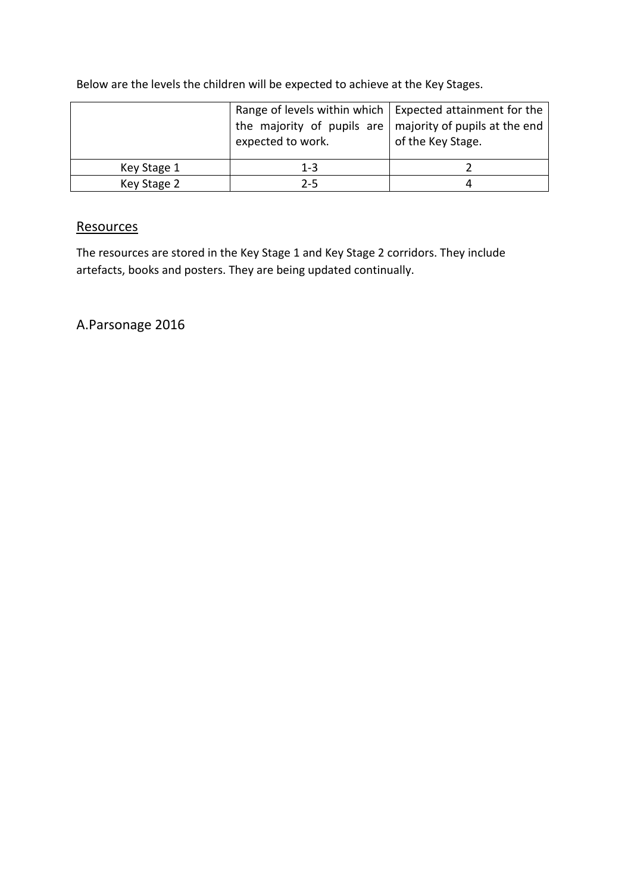Below are the levels the children will be expected to achieve at the Key Stages.

| | Range of levels within which the majority of pupils are expected to work. | Expected attainment for the majority of pupils at the end of the Key Stage. |
|---|---|---|
| Key Stage 1 | 1-3 | 2 |
| Key Stage 2 | 2-5 | 4 |

## Resources

The resources are stored in the Key Stage 1 and Key Stage 2 corridors. They include artefacts, books and posters. They are being updated continually.

A.Parsonage 2016